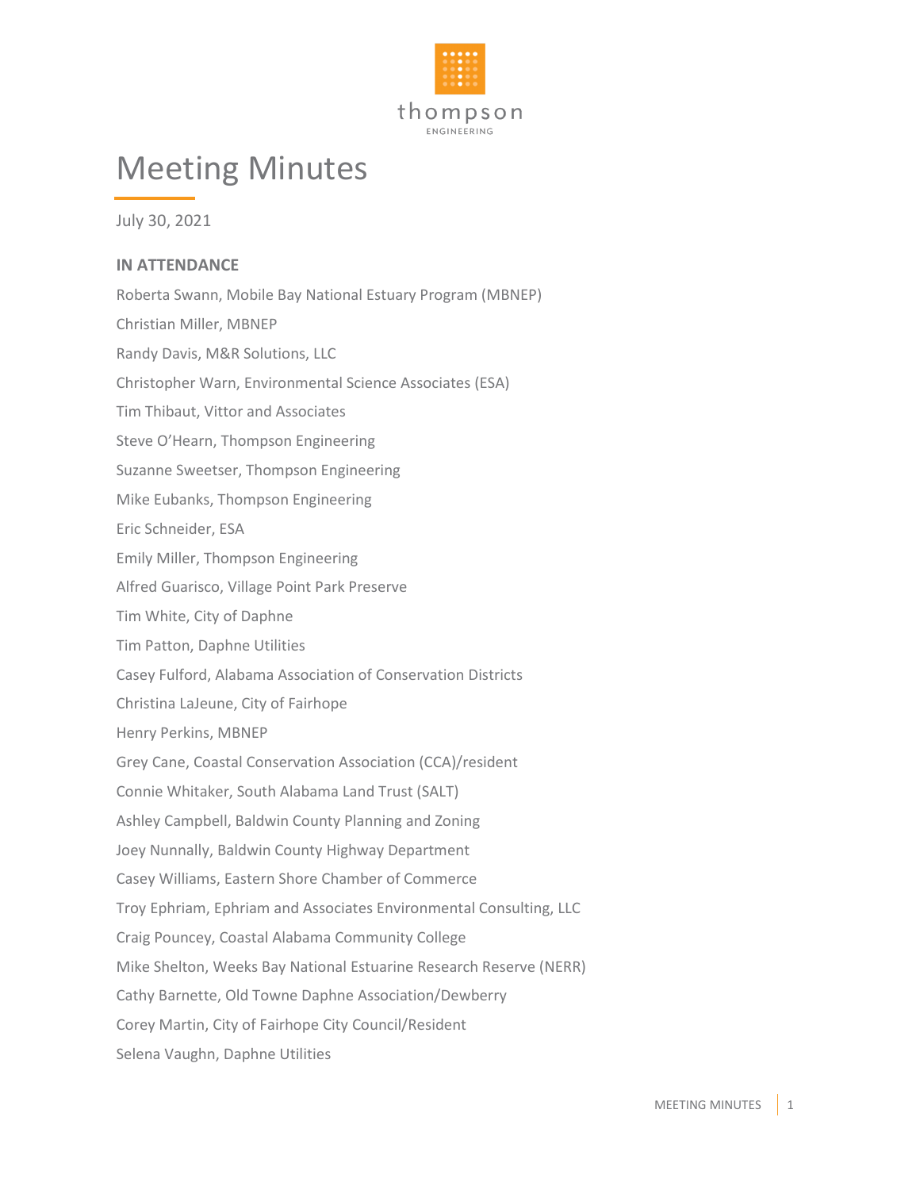# Meeting Minutes

July 30, 2021

**IN ATTENDANCE**

Roberta Swann, Mobile Bay National Estuary Program (MBNEP)

Christian Miller, MBNEP

Randy Davis, M&R Solutions, LLC

Christopher Warn, Environmental Science Associates (ESA)

Tim Thibaut, Vittor and Associates

Steve O'Hearn, Thompson Engineering

Suzanne Sweetser, Thompson Engineering

Mike Eubanks, Thompson Engineering

Eric Schneider, ESA

Emily Miller, Thompson Engineering

Alfred Guarisco, Village Point Park Preserve

Tim White, City of Daphne

Tim Patton, Daphne Utilities

Casey Fulford, Alabama Association of Conservation Districts

Christina LaJeune, City of Fairhope

Henry Perkins, MBNEP

Grey Cane, Coastal Conservation Association (CCA)/resident

Connie Whitaker, South Alabama Land Trust (SALT)

Ashley Campbell, Baldwin County Planning and Zoning

Joey Nunnally, Baldwin County Highway Department

Casey Williams, Eastern Shore Chamber of Commerce

Troy Ephriam, Ephriam and Associates Environmental Consulting, LLC

Craig Pouncey, Coastal Alabama Community College

Mike Shelton, Weeks Bay National Estuarine Research Reserve (NERR)

Cathy Barnette, Old Towne Daphne Association/Dewberry

Corey Martin, City of Fairhope City Council/Resident

Selena Vaughn, Daphne Utilities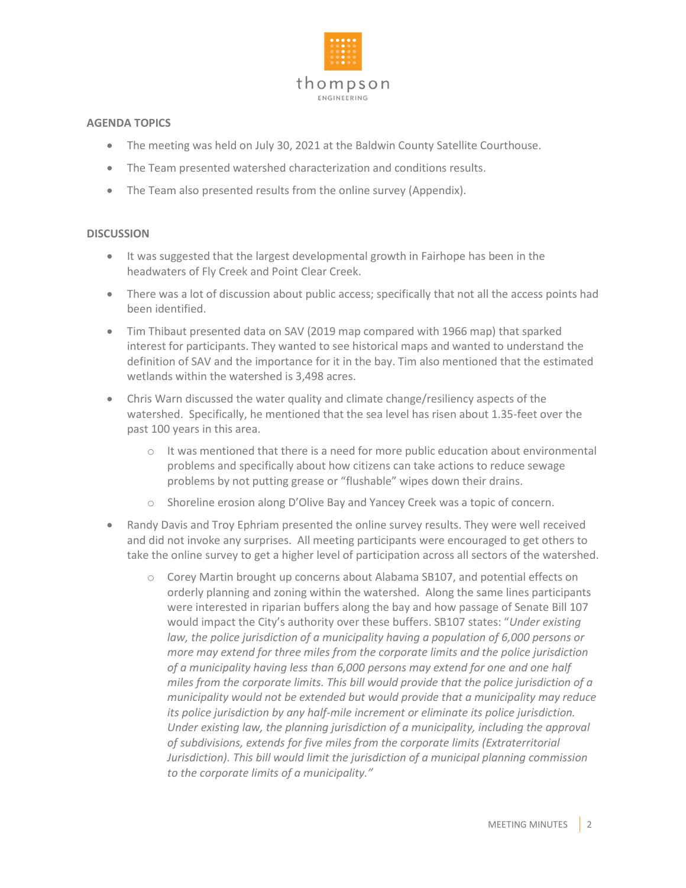**AGENDA TOPICS**

- The meeting was held on July 30, 2021 at the Baldwin County Satellite Courthouse.
- The Team presented watershed characterization and conditions results.
- The Team also presented results from the online survey (Appendix).

**DISCUSSION**

- It was suggested that the largest developmental growth in Fairhope has been in the headwaters of Fly Creek and Point Clear Creek.
- There was a lot of discussion about public access; specifically that not all the access points had been identified.
- Tim Thibaut presented data on SAV (2019 map compared with 1966 map) that sparked interest for participants. They wanted to see historical maps and wanted to understand the definition of SAV and the importance for it in the bay. Tim also mentioned that the estimated wetlands within the watershed is 3,498 acres.
- Chris Warn discussed the water quality and climate change/resiliency aspects of the watershed. Specifically, he mentioned that the sea level has risen about 1.35-feet over the past 100 years in this area.
    - It was mentioned that there is a need for more public education about environmental problems and specifically about how citizens can take actions to reduce sewage problems by not putting grease or "flushable" wipes down their drains.
    - Shoreline erosion along D'Olive Bay and Yancey Creek was a topic of concern.
- Randy Davis and Troy Ephriam presented the online survey results. They were well received and did not invoke any surprises. All meeting participants were encouraged to get others to take the online survey to get a higher level of participation across all sectors of the watershed.
    - Corey Martin brought up concerns about Alabama SB107, and potential effects on orderly planning and zoning within the watershed. Along the same lines participants were interested in riparian buffers along the bay and how passage of Senate Bill 107 would impact the City's authority over these buffers. SB107 states: "*Under existing law, the police jurisdiction of a municipality having a population of 6,000 persons or more may extend for three miles from the corporate limits and the police jurisdiction of a municipality having less than 6,000 persons may extend for one and one half miles from the corporate limits. This bill would provide that the police jurisdiction of a municipality would not be extended but would provide that a municipality may reduce its police jurisdiction by any half-mile increment or eliminate its police jurisdiction. Under existing law, the planning jurisdiction of a municipality, including the approval of subdivisions, extends for five miles from the corporate limits (Extraterritorial Jurisdiction). This bill would limit the jurisdiction of a municipal planning commission to the corporate limits of a municipality.*"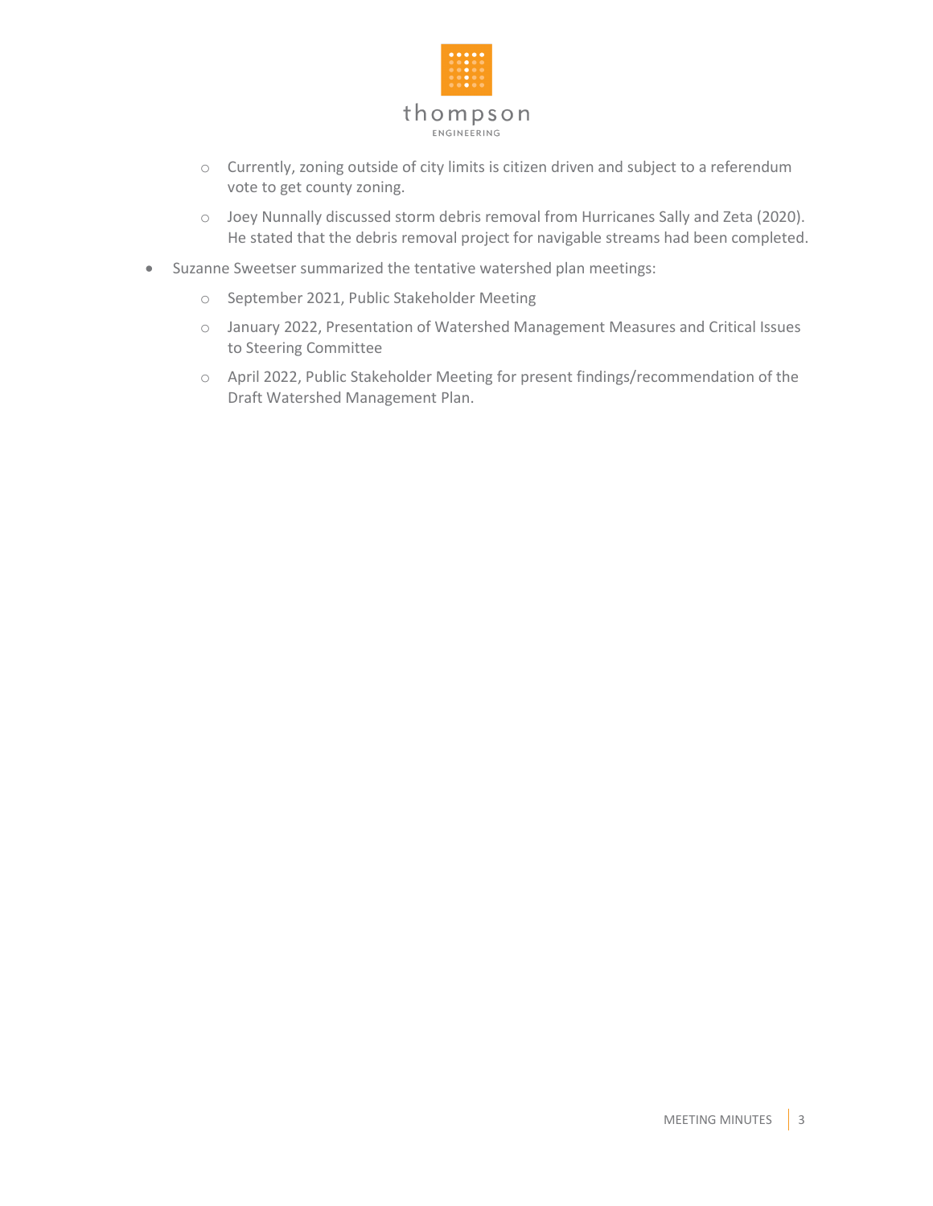- Currently, zoning outside of city limits is citizen driven and subject to a referendum vote to get county zoning.
    - Joey Nunnally discussed storm debris removal from Hurricanes Sally and Zeta (2020). He stated that the debris removal project for navigable streams had been completed.
- Suzanne Sweetser summarized the tentative watershed plan meetings:
    - September 2021, Public Stakeholder Meeting
    - January 2022, Presentation of Watershed Management Measures and Critical Issues to Steering Committee
    - April 2022, Public Stakeholder Meeting for present findings/recommendation of the Draft Watershed Management Plan.